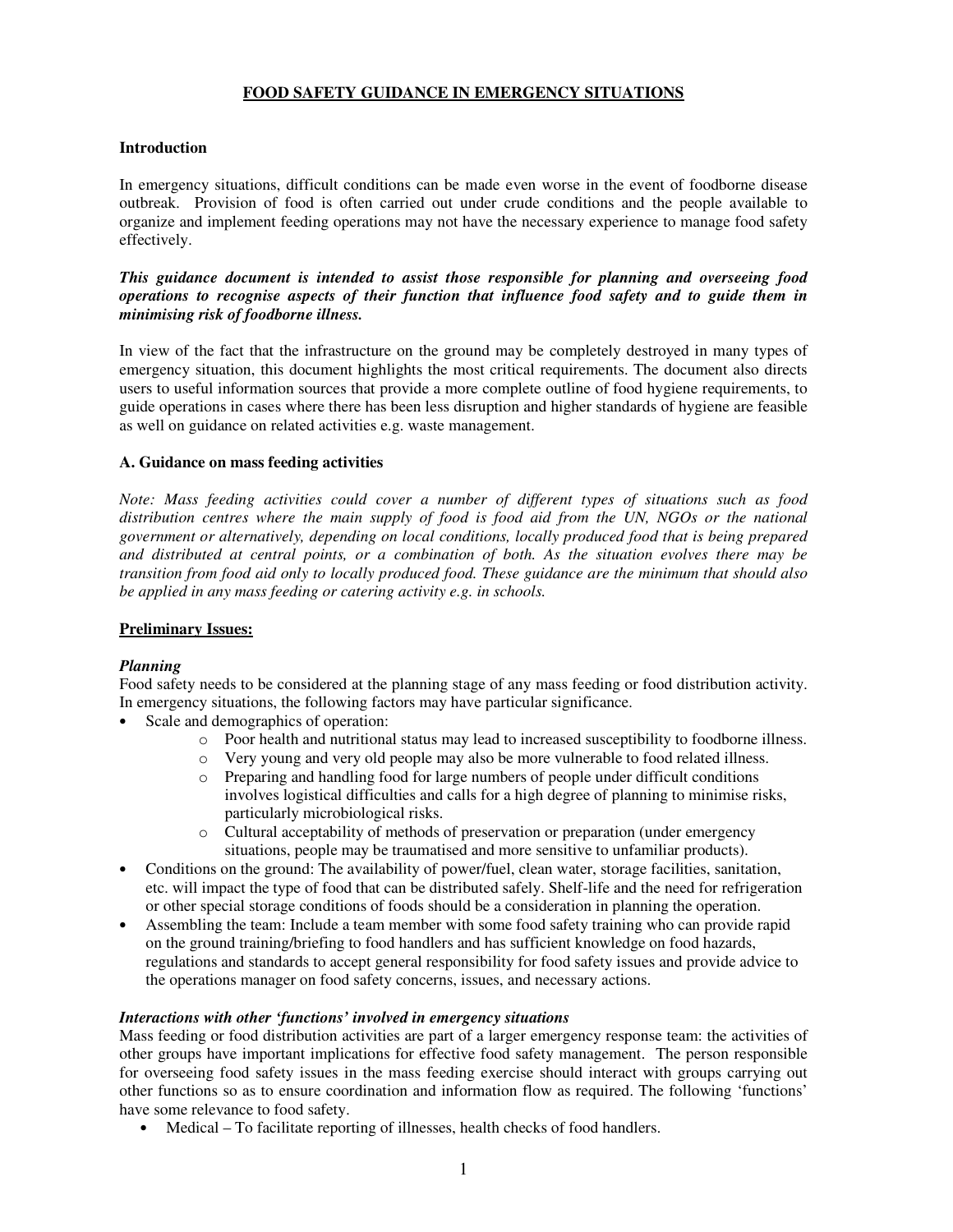# FOOD SAFETY GUIDANCE IN EMERGENCY SITUATIONS

## Introduction

In emergency situations, difficult conditions can be made even worse in the event of foodborne disease outbreak. Provision of food is often carried out under crude conditions and the people available to organize and implement feeding operations may not have the necessary experience to manage food safety effectively.

***This guidance document is intended to assist those responsible for planning and overseeing food operations to recognise aspects of their function that influence food safety and to guide them in minimising risk of foodborne illness.***

In view of the fact that the infrastructure on the ground may be completely destroyed in many types of emergency situation, this document highlights the most critical requirements. The document also directs users to useful information sources that provide a more complete outline of food hygiene requirements, to guide operations in cases where there has been less disruption and higher standards of hygiene are feasible as well on guidance on related activities e.g. waste management.

## A. Guidance on mass feeding activities

*Note: Mass feeding activities could cover a number of different types of situations such as food distribution centres where the main supply of food is food aid from the UN, NGOs or the national government or alternatively, depending on local conditions, locally produced food that is being prepared and distributed at central points, or a combination of both. As the situation evolves there may be transition from food aid only to locally produced food. These guidance are the minimum that should also be applied in any mass feeding or catering activity e.g. in schools.*

### Preliminary Issues:

#### *Planning*

Food safety needs to be considered at the planning stage of any mass feeding or food distribution activity. In emergency situations, the following factors may have particular significance.

- Scale and demographics of operation:
  - Poor health and nutritional status may lead to increased susceptibility to foodborne illness.
  - Very young and very old people may also be more vulnerable to food related illness.
  - Preparing and handling food for large numbers of people under difficult conditions involves logistical difficulties and calls for a high degree of planning to minimise risks, particularly microbiological risks.
  - Cultural acceptability of methods of preservation or preparation (under emergency situations, people may be traumatised and more sensitive to unfamiliar products).
- Conditions on the ground: The availability of power/fuel, clean water, storage facilities, sanitation, etc. will impact the type of food that can be distributed safely. Shelf-life and the need for refrigeration or other special storage conditions of foods should be a consideration in planning the operation.
- Assembling the team: Include a team member with some food safety training who can provide rapid on the ground training/briefing to food handlers and has sufficient knowledge on food hazards, regulations and standards to accept general responsibility for food safety issues and provide advice to the operations manager on food safety concerns, issues, and necessary actions.

#### *Interactions with other 'functions' involved in emergency situations*

Mass feeding or food distribution activities are part of a larger emergency response team: the activities of other groups have important implications for effective food safety management. The person responsible for overseeing food safety issues in the mass feeding exercise should interact with groups carrying out other functions so as to ensure coordination and information flow as required. The following 'functions' have some relevance to food safety.

- Medical – To facilitate reporting of illnesses, health checks of food handlers.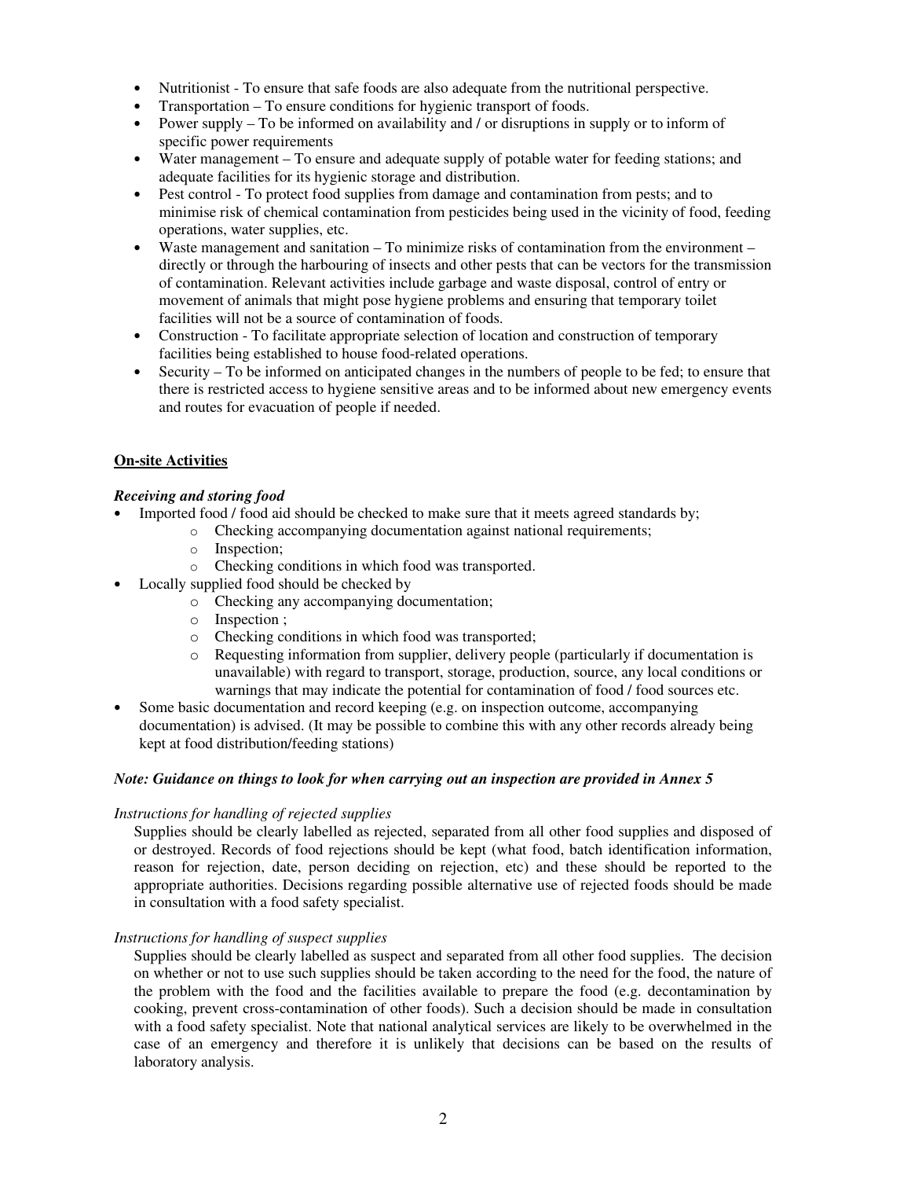- Nutritionist - To ensure that safe foods are also adequate from the nutritional perspective.
- Transportation – To ensure conditions for hygienic transport of foods.
- Power supply – To be informed on availability and / or disruptions in supply or to inform of specific power requirements
- Water management – To ensure and adequate supply of potable water for feeding stations; and adequate facilities for its hygienic storage and distribution.
- Pest control - To protect food supplies from damage and contamination from pests; and to minimise risk of chemical contamination from pesticides being used in the vicinity of food, feeding operations, water supplies, etc.
- Waste management and sanitation – To minimize risks of contamination from the environment – directly or through the harbouring of insects and other pests that can be vectors for the transmission of contamination. Relevant activities include garbage and waste disposal, control of entry or movement of animals that might pose hygiene problems and ensuring that temporary toilet facilities will not be a source of contamination of foods.
- Construction - To facilitate appropriate selection of location and construction of temporary facilities being established to house food-related operations.
- Security – To be informed on anticipated changes in the numbers of people to be fed; to ensure that there is restricted access to hygiene sensitive areas and to be informed about new emergency events and routes for evacuation of people if needed.

## On-site Activities

### *Receiving and storing food*

- Imported food / food aid should be checked to make sure that it meets agreed standards by;
  - Checking accompanying documentation against national requirements;
  - Inspection;
  - Checking conditions in which food was transported.
- Locally supplied food should be checked by
  - Checking any accompanying documentation;
  - Inspection ;
  - Checking conditions in which food was transported;
  - Requesting information from supplier, delivery people (particularly if documentation is unavailable) with regard to transport, storage, production, source, any local conditions or warnings that may indicate the potential for contamination of food / food sources etc.
- Some basic documentation and record keeping (e.g. on inspection outcome, accompanying documentation) is advised. (It may be possible to combine this with any other records already being kept at food distribution/feeding stations)

***Note: Guidance on things to look for when carrying out an inspection are provided in Annex 5***

*Instructions for handling of rejected supplies*

Supplies should be clearly labelled as rejected, separated from all other food supplies and disposed of or destroyed. Records of food rejections should be kept (what food, batch identification information, reason for rejection, date, person deciding on rejection, etc) and these should be reported to the appropriate authorities. Decisions regarding possible alternative use of rejected foods should be made in consultation with a food safety specialist.

*Instructions for handling of suspect supplies*

Supplies should be clearly labelled as suspect and separated from all other food supplies. The decision on whether or not to use such supplies should be taken according to the need for the food, the nature of the problem with the food and the facilities available to prepare the food (e.g. decontamination by cooking, prevent cross-contamination of other foods). Such a decision should be made in consultation with a food safety specialist. Note that national analytical services are likely to be overwhelmed in the case of an emergency and therefore it is unlikely that decisions can be based on the results of laboratory analysis.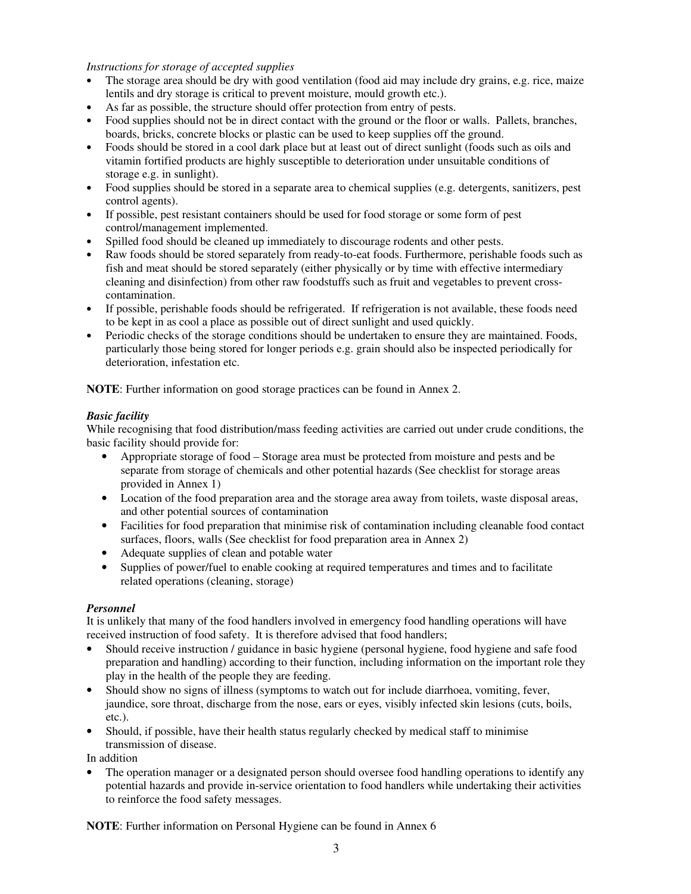*Instructions for storage of accepted supplies*

- The storage area should be dry with good ventilation (food aid may include dry grains, e.g. rice, maize lentils and dry storage is critical to prevent moisture, mould growth etc.).
- As far as possible, the structure should offer protection from entry of pests.
- Food supplies should not be in direct contact with the ground or the floor or walls. Pallets, branches, boards, bricks, concrete blocks or plastic can be used to keep supplies off the ground.
- Foods should be stored in a cool dark place but at least out of direct sunlight (foods such as oils and vitamin fortified products are highly susceptible to deterioration under unsuitable conditions of storage e.g. in sunlight).
- Food supplies should be stored in a separate area to chemical supplies (e.g. detergents, sanitizers, pest control agents).
- If possible, pest resistant containers should be used for food storage or some form of pest control/management implemented.
- Spilled food should be cleaned up immediately to discourage rodents and other pests.
- Raw foods should be stored separately from ready-to-eat foods. Furthermore, perishable foods such as fish and meat should be stored separately (either physically or by time with effective intermediary cleaning and disinfection) from other raw foodstuffs such as fruit and vegetables to prevent cross-contamination.
- If possible, perishable foods should be refrigerated. If refrigeration is not available, these foods need to be kept in as cool a place as possible out of direct sunlight and used quickly.
- Periodic checks of the storage conditions should be undertaken to ensure they are maintained. Foods, particularly those being stored for longer periods e.g. grain should also be inspected periodically for deterioration, infestation etc.

**NOTE**: Further information on good storage practices can be found in Annex 2.

***Basic facility***

While recognising that food distribution/mass feeding activities are carried out under crude conditions, the basic facility should provide for:

- Appropriate storage of food – Storage area must be protected from moisture and pests and be separate from storage of chemicals and other potential hazards (See checklist for storage areas provided in Annex 1)
- Location of the food preparation area and the storage area away from toilets, waste disposal areas, and other potential sources of contamination
- Facilities for food preparation that minimise risk of contamination including cleanable food contact surfaces, floors, walls (See checklist for food preparation area in Annex 2)
- Adequate supplies of clean and potable water
- Supplies of power/fuel to enable cooking at required temperatures and times and to facilitate related operations (cleaning, storage)

***Personnel***

It is unlikely that many of the food handlers involved in emergency food handling operations will have received instruction of food safety. It is therefore advised that food handlers;

- Should receive instruction / guidance in basic hygiene (personal hygiene, food hygiene and safe food preparation and handling) according to their function, including information on the important role they play in the health of the people they are feeding.
- Should show no signs of illness (symptoms to watch out for include diarrhoea, vomiting, fever, jaundice, sore throat, discharge from the nose, ears or eyes, visibly infected skin lesions (cuts, boils, etc.).
- Should, if possible, have their health status regularly checked by medical staff to minimise transmission of disease.

In addition

- The operation manager or a designated person should oversee food handling operations to identify any potential hazards and provide in-service orientation to food handlers while undertaking their activities to reinforce the food safety messages.

**NOTE**: Further information on Personal Hygiene can be found in Annex 6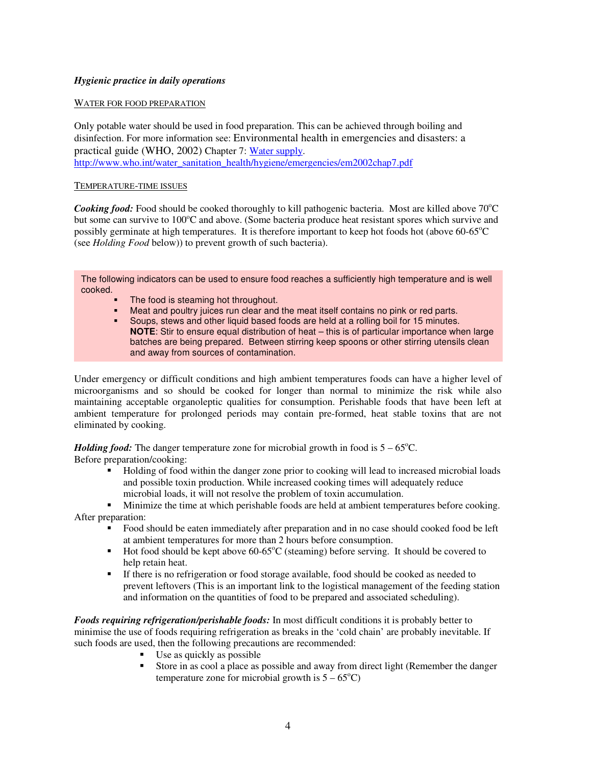***Hygienic practice in daily operations***

WATER FOR FOOD PREPARATION

Only potable water should be used in food preparation. This can be achieved through boiling and disinfection. For more information see: Environmental health in emergencies and disasters: a practical guide (WHO, 2002) Chapter 7: [Water supply](http://www.who.int/water_sanitation_health/hygiene/emergencies/em2002chap7.pdf).
http://www.who.int/water_sanitation_health/hygiene/emergencies/em2002chap7.pdf

TEMPERATURE-TIME ISSUES

***Cooking food:*** Food should be cooked thoroughly to kill pathogenic bacteria. Most are killed above 70°C but some can survive to 100°C and above. (Some bacteria produce heat resistant spores which survive and possibly germinate at high temperatures. It is therefore important to keep hot foods hot (above 60-65°C (see *Holding Food* below)) to prevent growth of such bacteria).

The following indicators can be used to ensure food reaches a sufficiently high temperature and is well cooked.

- The food is steaming hot throughout.
- Meat and poultry juices run clear and the meat itself contains no pink or red parts.
- Soups, stews and other liquid based foods are held at a rolling boil for 15 minutes. **NOTE**: Stir to ensure equal distribution of heat – this is of particular importance when large batches are being prepared. Between stirring keep spoons or other stirring utensils clean and away from sources of contamination.

Under emergency or difficult conditions and high ambient temperatures foods can have a higher level of microorganisms and so should be cooked for longer than normal to minimize the risk while also maintaining acceptable organoleptic qualities for consumption. Perishable foods that have been left at ambient temperature for prolonged periods may contain pre-formed, heat stable toxins that are not eliminated by cooking.

***Holding food:*** The danger temperature zone for microbial growth in food is 5 – 65°C.
Before preparation/cooking:

- Holding of food within the danger zone prior to cooking will lead to increased microbial loads and possible toxin production. While increased cooking times will adequately reduce microbial loads, it will not resolve the problem of toxin accumulation.
- Minimize the time at which perishable foods are held at ambient temperatures before cooking.

After preparation:

- Food should be eaten immediately after preparation and in no case should cooked food be left at ambient temperatures for more than 2 hours before consumption.
- Hot food should be kept above 60-65°C (steaming) before serving. It should be covered to help retain heat.
- If there is no refrigeration or food storage available, food should be cooked as needed to prevent leftovers (This is an important link to the logistical management of the feeding station and information on the quantities of food to be prepared and associated scheduling).

***Foods requiring refrigeration/perishable foods:*** In most difficult conditions it is probably better to minimise the use of foods requiring refrigeration as breaks in the 'cold chain' are probably inevitable. If such foods are used, then the following precautions are recommended:

- Use as quickly as possible
- Store in as cool a place as possible and away from direct light (Remember the danger temperature zone for microbial growth is 5 – 65°C)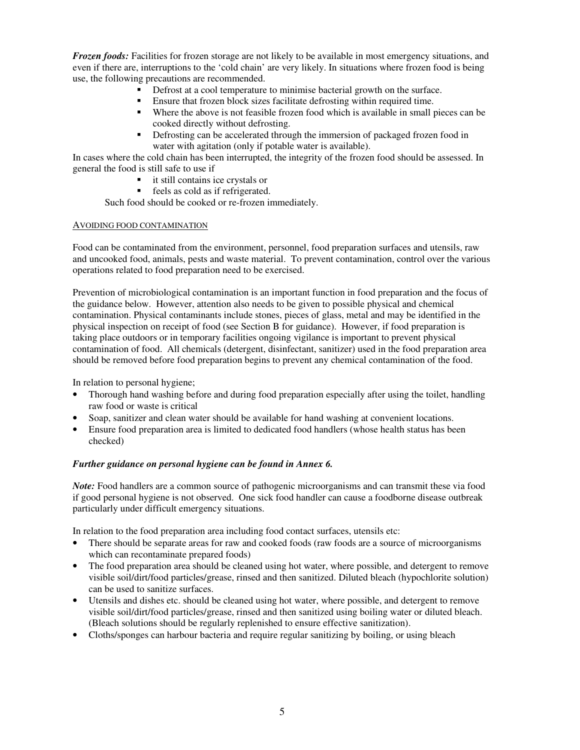***Frozen foods:*** Facilities for frozen storage are not likely to be available in most emergency situations, and even if there are, interruptions to the 'cold chain' are very likely. In situations where frozen food is being use, the following precautions are recommended.

- Defrost at a cool temperature to minimise bacterial growth on the surface.
- Ensure that frozen block sizes facilitate defrosting within required time.
- Where the above is not feasible frozen food which is available in small pieces can be cooked directly without defrosting.
- Defrosting can be accelerated through the immersion of packaged frozen food in water with agitation (only if potable water is available).

In cases where the cold chain has been interrupted, the integrity of the frozen food should be assessed. In general the food is still safe to use if

- it still contains ice crystals or
- feels as cold as if refrigerated.

Such food should be cooked or re-frozen immediately.

## AVOIDING FOOD CONTAMINATION

Food can be contaminated from the environment, personnel, food preparation surfaces and utensils, raw and uncooked food, animals, pests and waste material. To prevent contamination, control over the various operations related to food preparation need to be exercised.

Prevention of microbiological contamination is an important function in food preparation and the focus of the guidance below. However, attention also needs to be given to possible physical and chemical contamination. Physical contaminants include stones, pieces of glass, metal and may be identified in the physical inspection on receipt of food (see Section B for guidance). However, if food preparation is taking place outdoors or in temporary facilities ongoing vigilance is important to prevent physical contamination of food. All chemicals (detergent, disinfectant, sanitizer) used in the food preparation area should be removed before food preparation begins to prevent any chemical contamination of the food.

In relation to personal hygiene;

- Thorough hand washing before and during food preparation especially after using the toilet, handling raw food or waste is critical
- Soap, sanitizer and clean water should be available for hand washing at convenient locations.
- Ensure food preparation area is limited to dedicated food handlers (whose health status has been checked)

***Further guidance on personal hygiene can be found in Annex 6.***

***Note:*** Food handlers are a common source of pathogenic microorganisms and can transmit these via food if good personal hygiene is not observed. One sick food handler can cause a foodborne disease outbreak particularly under difficult emergency situations.

In relation to the food preparation area including food contact surfaces, utensils etc:

- There should be separate areas for raw and cooked foods (raw foods are a source of microorganisms which can recontaminate prepared foods)
- The food preparation area should be cleaned using hot water, where possible, and detergent to remove visible soil/dirt/food particles/grease, rinsed and then sanitized. Diluted bleach (hypochlorite solution) can be used to sanitize surfaces.
- Utensils and dishes etc. should be cleaned using hot water, where possible, and detergent to remove visible soil/dirt/food particles/grease, rinsed and then sanitized using boiling water or diluted bleach. (Bleach solutions should be regularly replenished to ensure effective sanitization).
- Cloths/sponges can harbour bacteria and require regular sanitizing by boiling, or using bleach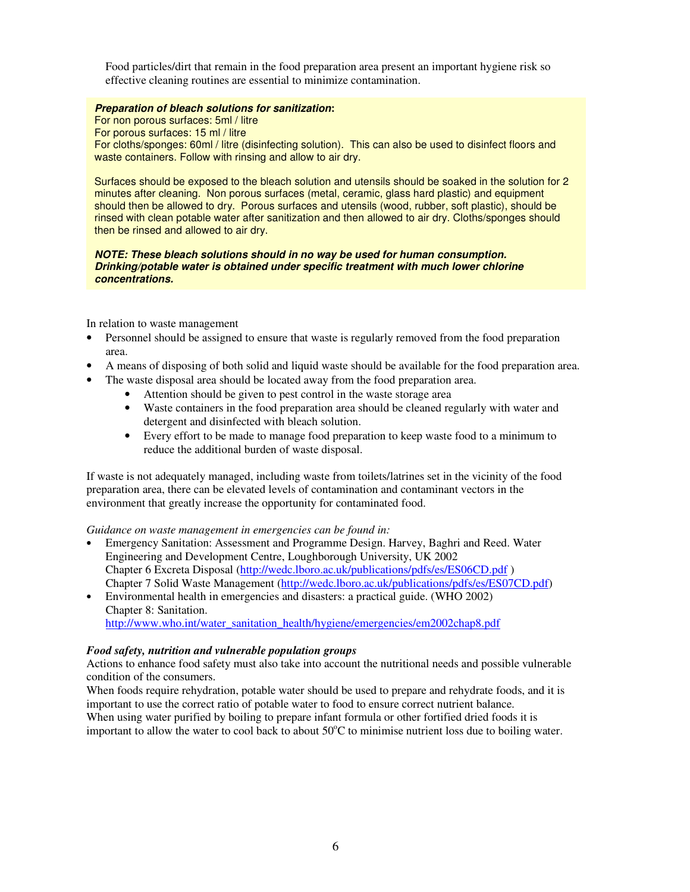Food particles/dirt that remain in the food preparation area present an important hygiene risk so effective cleaning routines are essential to minimize contamination.

> ***Preparation of bleach solutions for sanitization*:**
> For non porous surfaces: 5ml / litre
> For porous surfaces: 15 ml / litre
> For cloths/sponges: 60ml / litre (disinfecting solution). This can also be used to disinfect floors and waste containers. Follow with rinsing and allow to air dry.
>
> Surfaces should be exposed to the bleach solution and utensils should be soaked in the solution for 2 minutes after cleaning. Non porous surfaces (metal, ceramic, glass hard plastic) and equipment should then be allowed to dry. Porous surfaces and utensils (wood, rubber, soft plastic), should be rinsed with clean potable water after sanitization and then allowed to air dry. Cloths/sponges should then be rinsed and allowed to air dry.
>
> ***NOTE: These bleach solutions should in no way be used for human consumption. Drinking/potable water is obtained under specific treatment with much lower chlorine concentrations.***

In relation to waste management

- Personnel should be assigned to ensure that waste is regularly removed from the food preparation area.
- A means of disposing of both solid and liquid waste should be available for the food preparation area.
- The waste disposal area should be located away from the food preparation area.
    - Attention should be given to pest control in the waste storage area
    - Waste containers in the food preparation area should be cleaned regularly with water and detergent and disinfected with bleach solution.
    - Every effort to be made to manage food preparation to keep waste food to a minimum to reduce the additional burden of waste disposal.

If waste is not adequately managed, including waste from toilets/latrines set in the vicinity of the food preparation area, there can be elevated levels of contamination and contaminant vectors in the environment that greatly increase the opportunity for contaminated food.

*Guidance on waste management in emergencies can be found in:*

- Emergency Sanitation: Assessment and Programme Design. Harvey, Baghri and Reed. Water Engineering and Development Centre, Loughborough University, UK 2002
  Chapter 6 Excreta Disposal (http://wedc.lboro.ac.uk/publications/pdfs/es/ES06CD.pdf )
  Chapter 7 Solid Waste Management (http://wedc.lboro.ac.uk/publications/pdfs/es/ES07CD.pdf)
- Environmental health in emergencies and disasters: a practical guide. (WHO 2002)
  Chapter 8: Sanitation.
  http://www.who.int/water_sanitation_health/hygiene/emergencies/em2002chap8.pdf

***Food safety, nutrition and vulnerable population groups***

Actions to enhance food safety must also take into account the nutritional needs and possible vulnerable condition of the consumers.

When foods require rehydration, potable water should be used to prepare and rehydrate foods, and it is important to use the correct ratio of potable water to food to ensure correct nutrient balance.

When using water purified by boiling to prepare infant formula or other fortified dried foods it is important to allow the water to cool back to about 50°C to minimise nutrient loss due to boiling water.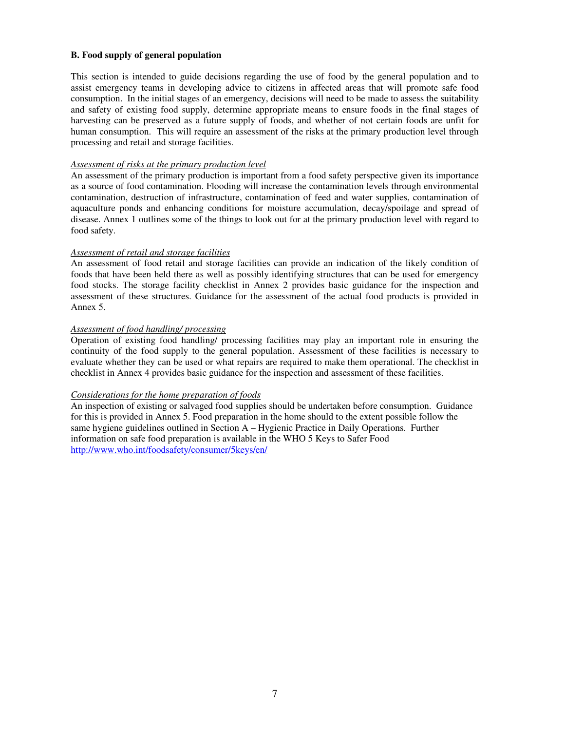**B. Food supply of general population**

This section is intended to guide decisions regarding the use of food by the general population and to assist emergency teams in developing advice to citizens in affected areas that will promote safe food consumption. In the initial stages of an emergency, decisions will need to be made to assess the suitability and safety of existing food supply, determine appropriate means to ensure foods in the final stages of harvesting can be preserved as a future supply of foods, and whether of not certain foods are unfit for human consumption. This will require an assessment of the risks at the primary production level through processing and retail and storage facilities.

*Assessment of risks at the primary production level*

An assessment of the primary production is important from a food safety perspective given its importance as a source of food contamination. Flooding will increase the contamination levels through environmental contamination, destruction of infrastructure, contamination of feed and water supplies, contamination of aquaculture ponds and enhancing conditions for moisture accumulation, decay/spoilage and spread of disease. Annex 1 outlines some of the things to look out for at the primary production level with regard to food safety.

*Assessment of retail and storage facilities*

An assessment of food retail and storage facilities can provide an indication of the likely condition of foods that have been held there as well as possibly identifying structures that can be used for emergency food stocks. The storage facility checklist in Annex 2 provides basic guidance for the inspection and assessment of these structures. Guidance for the assessment of the actual food products is provided in Annex 5.

*Assessment of food handling/ processing*

Operation of existing food handling/ processing facilities may play an important role in ensuring the continuity of the food supply to the general population. Assessment of these facilities is necessary to evaluate whether they can be used or what repairs are required to make them operational. The checklist in checklist in Annex 4 provides basic guidance for the inspection and assessment of these facilities.

*Considerations for the home preparation of foods*

An inspection of existing or salvaged food supplies should be undertaken before consumption. Guidance for this is provided in Annex 5. Food preparation in the home should to the extent possible follow the same hygiene guidelines outlined in Section A – Hygienic Practice in Daily Operations. Further information on safe food preparation is available in the WHO 5 Keys to Safer Food http://www.who.int/foodsafety/consumer/5keys/en/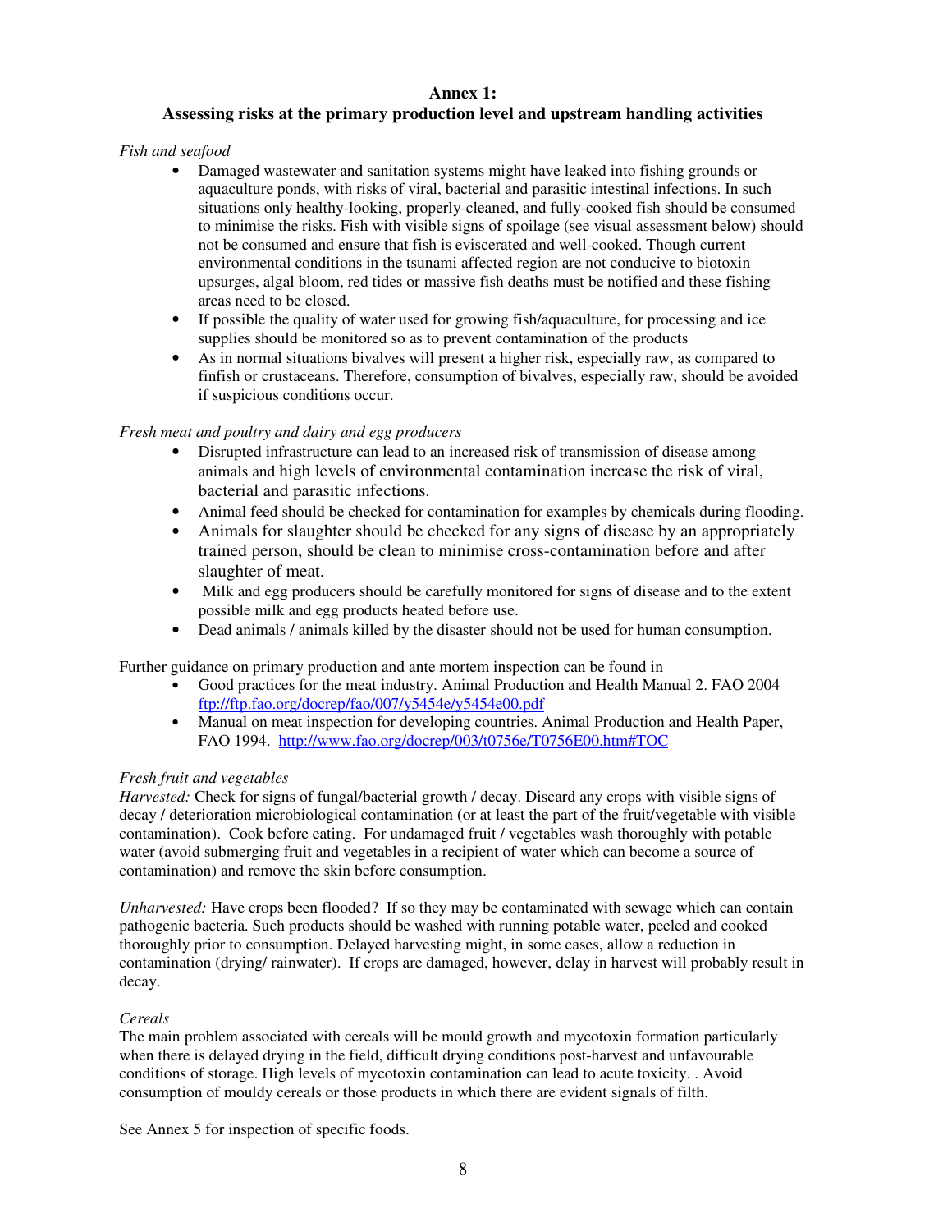## Annex 1:
## Assessing risks at the primary production level and upstream handling activities

*Fish and seafood*

- Damaged wastewater and sanitation systems might have leaked into fishing grounds or aquaculture ponds, with risks of viral, bacterial and parasitic intestinal infections. In such situations only healthy-looking, properly-cleaned, and fully-cooked fish should be consumed to minimise the risks. Fish with visible signs of spoilage (see visual assessment below) should not be consumed and ensure that fish is eviscerated and well-cooked. Though current environmental conditions in the tsunami affected region are not conducive to biotoxin upsurges, algal bloom, red tides or massive fish deaths must be notified and these fishing areas need to be closed.
- If possible the quality of water used for growing fish/aquaculture, for processing and ice supplies should be monitored so as to prevent contamination of the products
- As in normal situations bivalves will present a higher risk, especially raw, as compared to finfish or crustaceans. Therefore, consumption of bivalves, especially raw, should be avoided if suspicious conditions occur.

*Fresh meat and poultry and dairy and egg producers*

- Disrupted infrastructure can lead to an increased risk of transmission of disease among animals and high levels of environmental contamination increase the risk of viral, bacterial and parasitic infections.
- Animal feed should be checked for contamination for examples by chemicals during flooding.
- Animals for slaughter should be checked for any signs of disease by an appropriately trained person, should be clean to minimise cross-contamination before and after slaughter of meat.
- Milk and egg producers should be carefully monitored for signs of disease and to the extent possible milk and egg products heated before use.
- Dead animals / animals killed by the disaster should not be used for human consumption.

Further guidance on primary production and ante mortem inspection can be found in

- Good practices for the meat industry. Animal Production and Health Manual 2. FAO 2004 ftp://ftp.fao.org/docrep/fao/007/y5454e/y5454e00.pdf
- Manual on meat inspection for developing countries. Animal Production and Health Paper, FAO 1994. http://www.fao.org/docrep/003/t0756e/T0756E00.htm#TOC

*Fresh fruit and vegetables*

*Harvested:* Check for signs of fungal/bacterial growth / decay. Discard any crops with visible signs of decay / deterioration microbiological contamination (or at least the part of the fruit/vegetable with visible contamination). Cook before eating. For undamaged fruit / vegetables wash thoroughly with potable water (avoid submerging fruit and vegetables in a recipient of water which can become a source of contamination) and remove the skin before consumption.

*Unharvested:* Have crops been flooded? If so they may be contaminated with sewage which can contain pathogenic bacteria. Such products should be washed with running potable water, peeled and cooked thoroughly prior to consumption. Delayed harvesting might, in some cases, allow a reduction in contamination (drying/ rainwater). If crops are damaged, however, delay in harvest will probably result in decay.

*Cereals*

The main problem associated with cereals will be mould growth and mycotoxin formation particularly when there is delayed drying in the field, difficult drying conditions post-harvest and unfavourable conditions of storage. High levels of mycotoxin contamination can lead to acute toxicity. . Avoid consumption of mouldy cereals or those products in which there are evident signals of filth.

See Annex 5 for inspection of specific foods.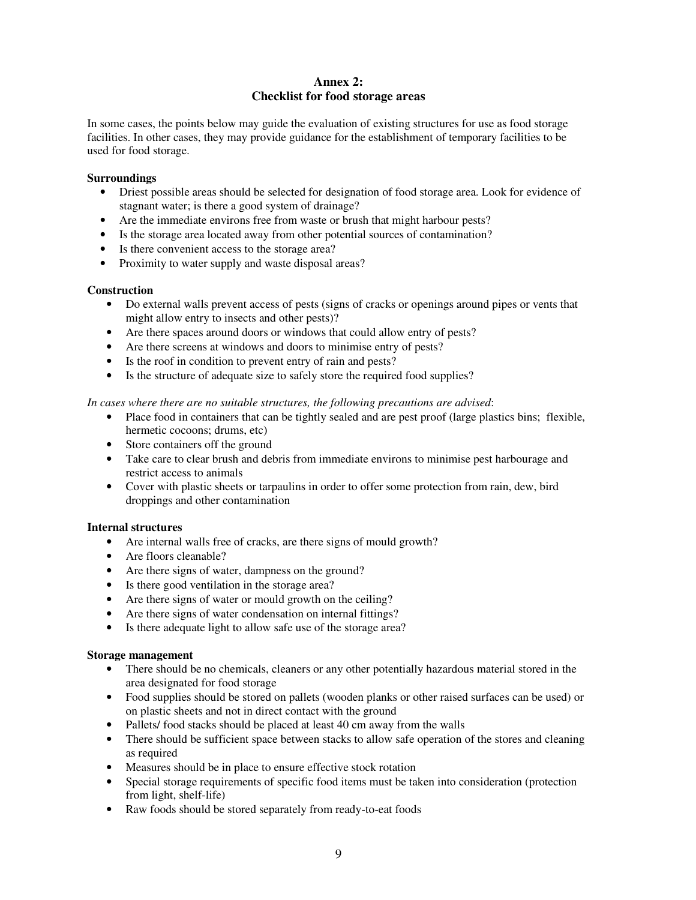## Annex 2:
## Checklist for food storage areas

In some cases, the points below may guide the evaluation of existing structures for use as food storage facilities. In other cases, they may provide guidance for the establishment of temporary facilities to be used for food storage.

**Surroundings**

- Driest possible areas should be selected for designation of food storage area. Look for evidence of stagnant water; is there a good system of drainage?
- Are the immediate environs free from waste or brush that might harbour pests?
- Is the storage area located away from other potential sources of contamination?
- Is there convenient access to the storage area?
- Proximity to water supply and waste disposal areas?

**Construction**

- Do external walls prevent access of pests (signs of cracks or openings around pipes or vents that might allow entry to insects and other pests)?
- Are there spaces around doors or windows that could allow entry of pests?
- Are there screens at windows and doors to minimise entry of pests?
- Is the roof in condition to prevent entry of rain and pests?
- Is the structure of adequate size to safely store the required food supplies?

*In cases where there are no suitable structures, the following precautions are advised*:

- Place food in containers that can be tightly sealed and are pest proof (large plastics bins; flexible, hermetic cocoons; drums, etc)
- Store containers off the ground
- Take care to clear brush and debris from immediate environs to minimise pest harbourage and restrict access to animals
- Cover with plastic sheets or tarpaulins in order to offer some protection from rain, dew, bird droppings and other contamination

**Internal structures**

- Are internal walls free of cracks, are there signs of mould growth?
- Are floors cleanable?
- Are there signs of water, dampness on the ground?
- Is there good ventilation in the storage area?
- Are there signs of water or mould growth on the ceiling?
- Are there signs of water condensation on internal fittings?
- Is there adequate light to allow safe use of the storage area?

**Storage management**

- There should be no chemicals, cleaners or any other potentially hazardous material stored in the area designated for food storage
- Food supplies should be stored on pallets (wooden planks or other raised surfaces can be used) or on plastic sheets and not in direct contact with the ground
- Pallets/ food stacks should be placed at least 40 cm away from the walls
- There should be sufficient space between stacks to allow safe operation of the stores and cleaning as required
- Measures should be in place to ensure effective stock rotation
- Special storage requirements of specific food items must be taken into consideration (protection from light, shelf-life)
- Raw foods should be stored separately from ready-to-eat foods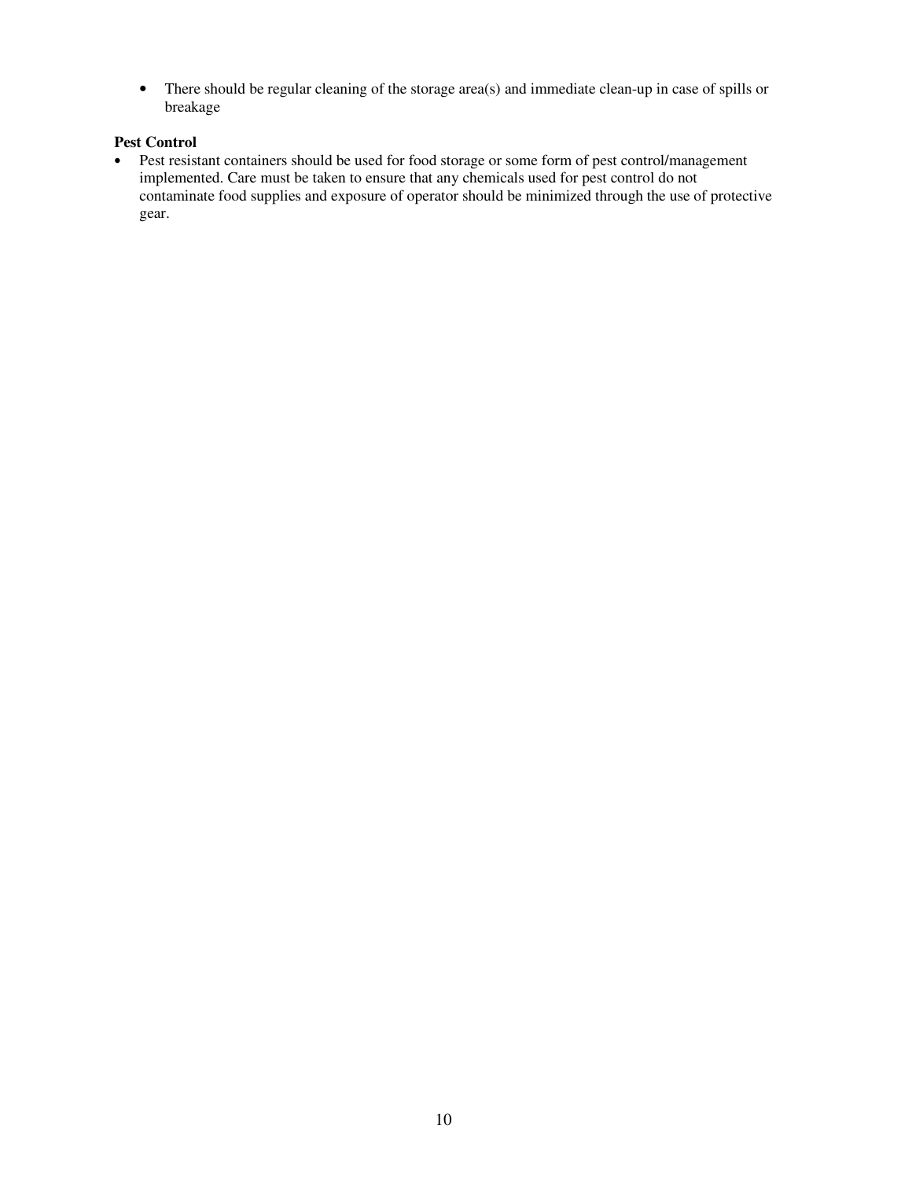- There should be regular cleaning of the storage area(s) and immediate clean-up in case of spills or breakage

**Pest Control**

- Pest resistant containers should be used for food storage or some form of pest control/management implemented. Care must be taken to ensure that any chemicals used for pest control do not contaminate food supplies and exposure of operator should be minimized through the use of protective gear.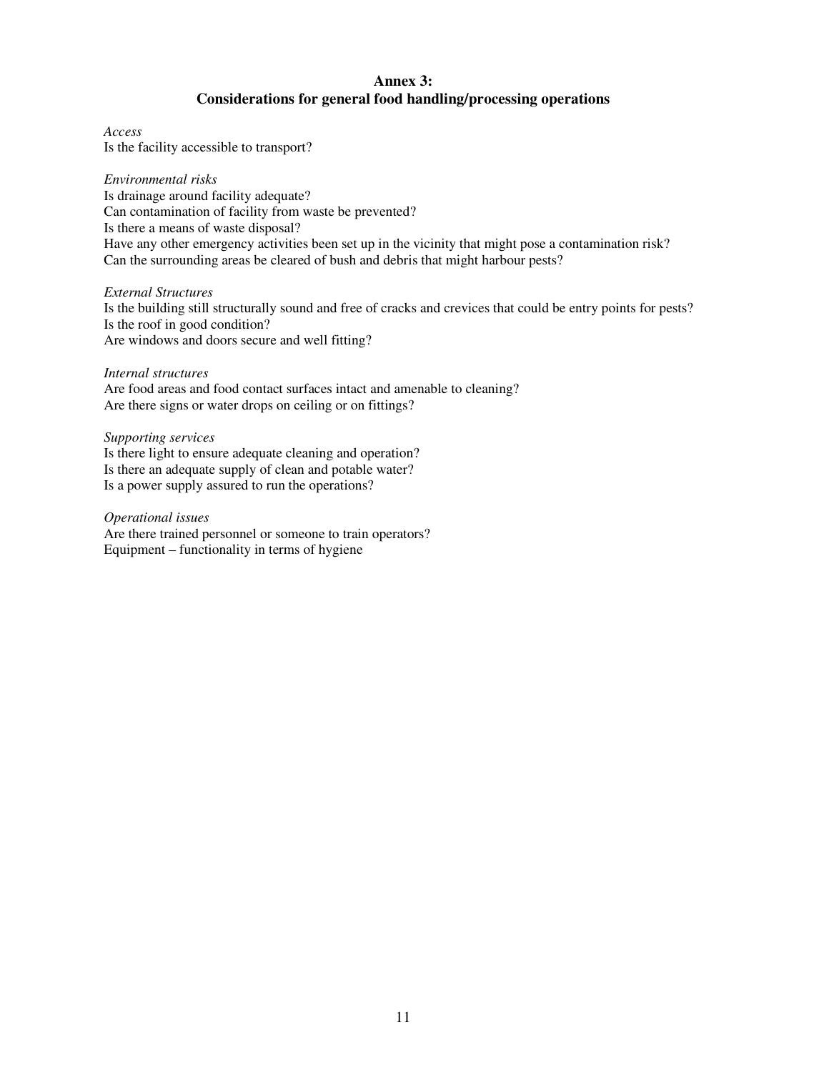## Annex 3:
## Considerations for general food handling/processing operations

*Access*
Is the facility accessible to transport?

*Environmental risks*
Is drainage around facility adequate?
Can contamination of facility from waste be prevented?
Is there a means of waste disposal?
Have any other emergency activities been set up in the vicinity that might pose a contamination risk?
Can the surrounding areas be cleared of bush and debris that might harbour pests?

*External Structures*
Is the building still structurally sound and free of cracks and crevices that could be entry points for pests?
Is the roof in good condition?
Are windows and doors secure and well fitting?

*Internal structures*
Are food areas and food contact surfaces intact and amenable to cleaning?
Are there signs or water drops on ceiling or on fittings?

*Supporting services*
Is there light to ensure adequate cleaning and operation?
Is there an adequate supply of clean and potable water?
Is a power supply assured to run the operations?

*Operational issues*
Are there trained personnel or someone to train operators?
Equipment – functionality in terms of hygiene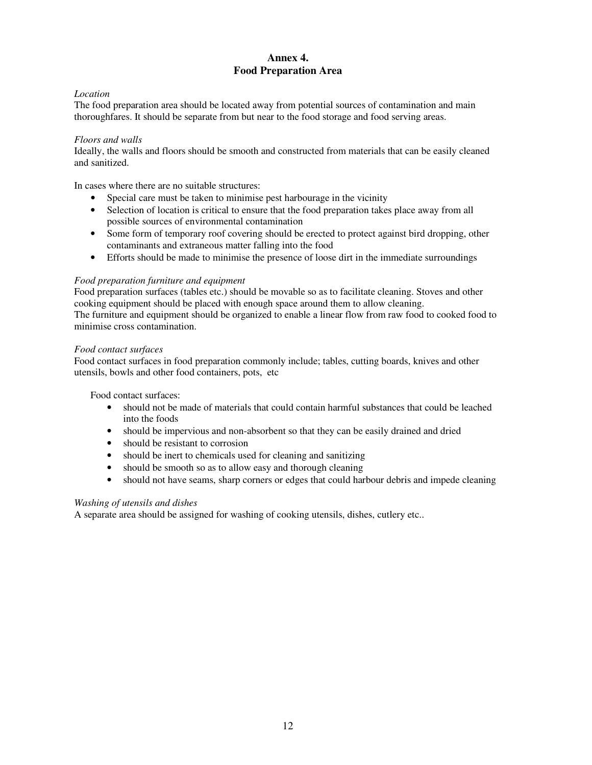## Annex 4.
## Food Preparation Area

*Location*
The food preparation area should be located away from potential sources of contamination and main thoroughfares. It should be separate from but near to the food storage and food serving areas.

*Floors and walls*
Ideally, the walls and floors should be smooth and constructed from materials that can be easily cleaned and sanitized.

In cases where there are no suitable structures:

- Special care must be taken to minimise pest harbourage in the vicinity
- Selection of location is critical to ensure that the food preparation takes place away from all possible sources of environmental contamination
- Some form of temporary roof covering should be erected to protect against bird dropping, other contaminants and extraneous matter falling into the food
- Efforts should be made to minimise the presence of loose dirt in the immediate surroundings

*Food preparation furniture and equipment*
Food preparation surfaces (tables etc.) should be movable so as to facilitate cleaning. Stoves and other cooking equipment should be placed with enough space around them to allow cleaning.
The furniture and equipment should be organized to enable a linear flow from raw food to cooked food to minimise cross contamination.

*Food contact surfaces*
Food contact surfaces in food preparation commonly include; tables, cutting boards, knives and other utensils, bowls and other food containers, pots, etc

Food contact surfaces:

- should not be made of materials that could contain harmful substances that could be leached into the foods
- should be impervious and non-absorbent so that they can be easily drained and dried
- should be resistant to corrosion
- should be inert to chemicals used for cleaning and sanitizing
- should be smooth so as to allow easy and thorough cleaning
- should not have seams, sharp corners or edges that could harbour debris and impede cleaning

*Washing of utensils and dishes*
A separate area should be assigned for washing of cooking utensils, dishes, cutlery etc..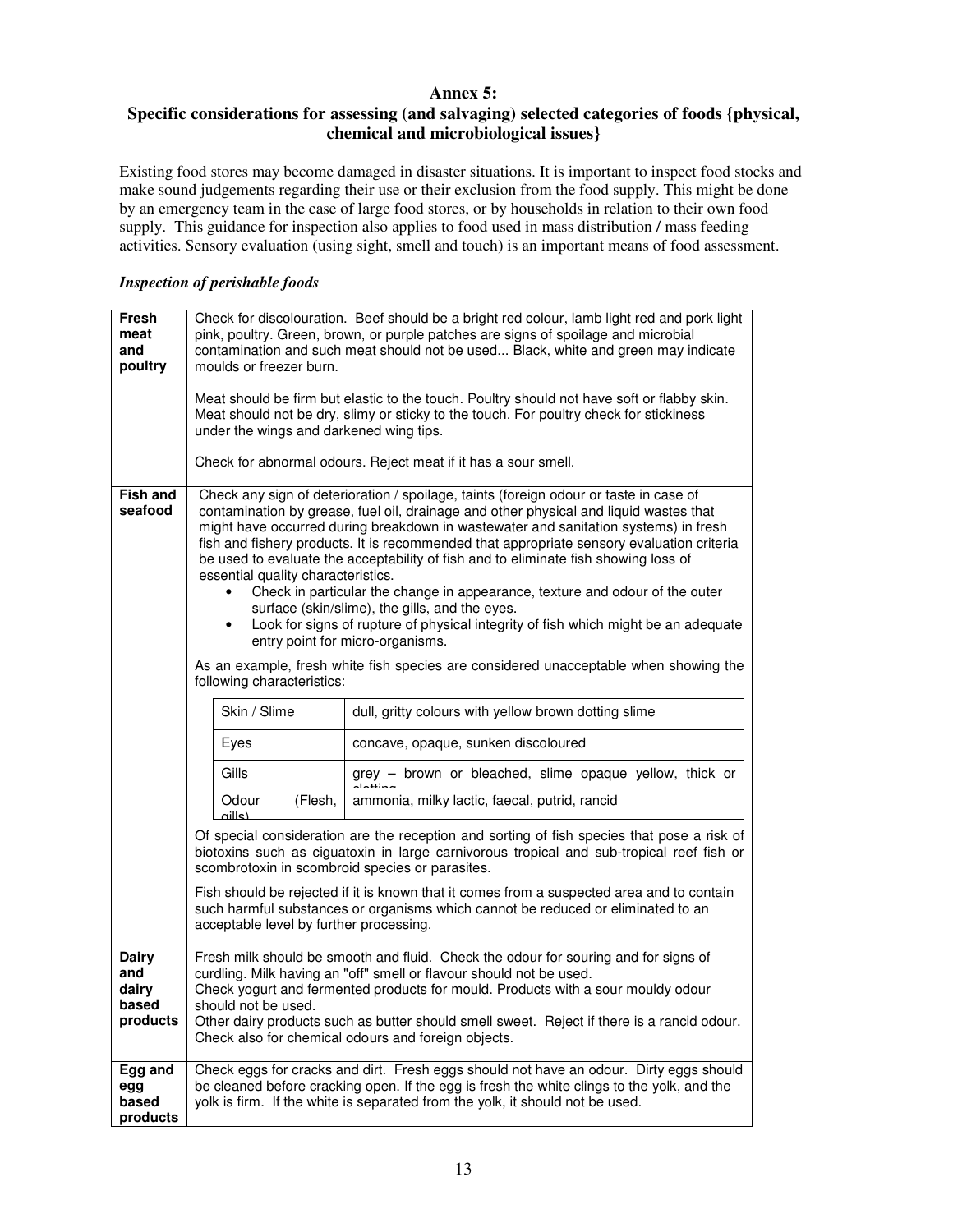## Annex 5:
## Specific considerations for assessing (and salvaging) selected categories of foods {physical, chemical and microbiological issues}

Existing food stores may become damaged in disaster situations. It is important to inspect food stocks and make sound judgements regarding their use or their exclusion from the food supply. This might be done by an emergency team in the case of large food stores, or by households in relation to their own food supply. This guidance for inspection also applies to food used in mass distribution / mass feeding activities. Sensory evaluation (using sight, smell and touch) is an important means of food assessment.

### *Inspection of perishable foods*

| | |
|---|---|
| **Fresh meat and poultry** | Check for discolouration. Beef should be a bright red colour, lamb light red and pork light pink, poultry. Green, brown, or purple patches are signs of spoilage and microbial contamination and such meat should not be used... Black, white and green may indicate moulds or freezer burn.<br><br>Meat should be firm but elastic to the touch. Poultry should not have soft or flabby skin. Meat should not be dry, slimy or sticky to the touch. For poultry check for stickiness under the wings and darkened wing tips.<br><br>Check for abnormal odours. Reject meat if it has a sour smell. |
| **Fish and seafood** | Check any sign of deterioration / spoilage, taints (foreign odour or taste in case of contamination by grease, fuel oil, drainage and other physical and liquid wastes that might have occurred during breakdown in wastewater and sanitation systems) in fresh fish and fishery products. It is recommended that appropriate sensory evaluation criteria be used to evaluate the acceptability of fish and to eliminate fish showing loss of essential quality characteristics.<br>• Check in particular the change in appearance, texture and odour of the outer surface (skin/slime), the gills, and the eyes.<br>• Look for signs of rupture of physical integrity of fish which might be an adequate entry point for micro-organisms.<br><br>As an example, fresh white fish species are considered unacceptable when showing the following characteristics:<br><br>Skin / Slime: dull, gritty colours with yellow brown dotting slime<br>Eyes: concave, opaque, sunken discoloured<br>Gills: grey – brown or bleached, slime opaque yellow, thick or clotting<br>Odour (Flesh, gills): ammonia, milky lactic, faecal, putrid, rancid<br><br>Of special consideration are the reception and sorting of fish species that pose a risk of biotoxins such as ciguatoxin in large carnivorous tropical and sub-tropical reef fish or scombrotoxin in scombroid species or parasites.<br><br>Fish should be rejected if it is known that it comes from a suspected area and to contain such harmful substances or organisms which cannot be reduced or eliminated to an acceptable level by further processing. |
| **Dairy and dairy based products** | Fresh milk should be smooth and fluid. Check the odour for souring and for signs of curdling. Milk having an "off" smell or flavour should not be used.<br>Check yogurt and fermented products for mould. Products with a sour mouldy odour should not be used.<br>Other dairy products such as butter should smell sweet. Reject if there is a rancid odour. Check also for chemical odours and foreign objects. |
| **Egg and egg based products** | Check eggs for cracks and dirt. Fresh eggs should not have an odour. Dirty eggs should be cleaned before cracking open. If the egg is fresh the white clings to the yolk, and the yolk is firm. If the white is separated from the yolk, it should not be used. |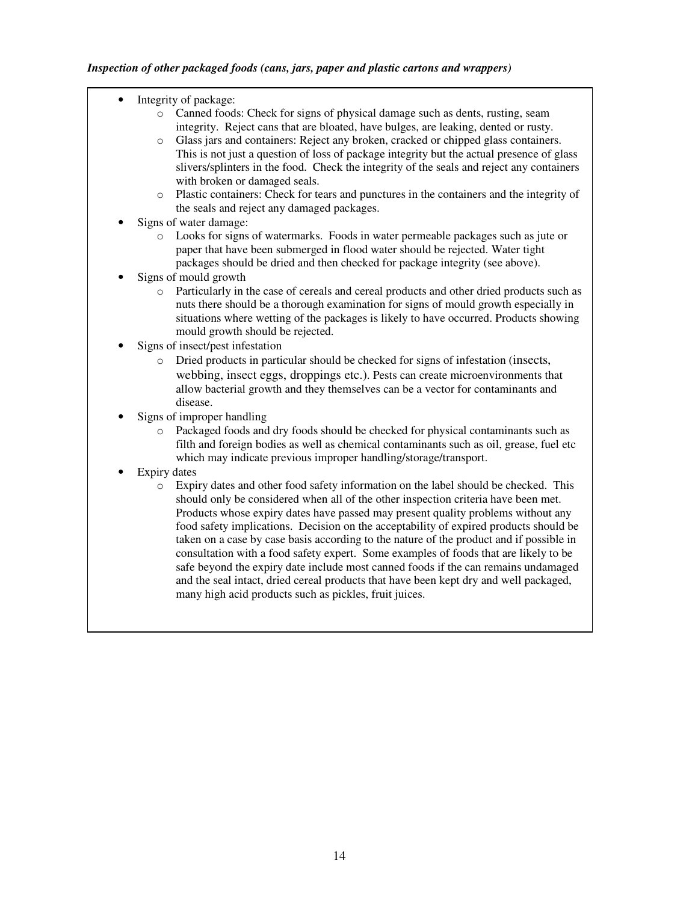***Inspection of other packaged foods (cans, jars, paper and plastic cartons and wrappers)***

- Integrity of package:
  - Canned foods: Check for signs of physical damage such as dents, rusting, seam integrity. Reject cans that are bloated, have bulges, are leaking, dented or rusty.
  - Glass jars and containers: Reject any broken, cracked or chipped glass containers. This is not just a question of loss of package integrity but the actual presence of glass slivers/splinters in the food. Check the integrity of the seals and reject any containers with broken or damaged seals.
  - Plastic containers: Check for tears and punctures in the containers and the integrity of the seals and reject any damaged packages.
- Signs of water damage:
  - Looks for signs of watermarks. Foods in water permeable packages such as jute or paper that have been submerged in flood water should be rejected. Water tight packages should be dried and then checked for package integrity (see above).
- Signs of mould growth
  - Particularly in the case of cereals and cereal products and other dried products such as nuts there should be a thorough examination for signs of mould growth especially in situations where wetting of the packages is likely to have occurred. Products showing mould growth should be rejected.
- Signs of insect/pest infestation
  - Dried products in particular should be checked for signs of infestation (insects, webbing, insect eggs, droppings etc.). Pests can create microenvironments that allow bacterial growth and they themselves can be a vector for contaminants and disease.
- Signs of improper handling
  - Packaged foods and dry foods should be checked for physical contaminants such as filth and foreign bodies as well as chemical contaminants such as oil, grease, fuel etc which may indicate previous improper handling/storage/transport.
- Expiry dates
  - Expiry dates and other food safety information on the label should be checked. This should only be considered when all of the other inspection criteria have been met. Products whose expiry dates have passed may present quality problems without any food safety implications. Decision on the acceptability of expired products should be taken on a case by case basis according to the nature of the product and if possible in consultation with a food safety expert. Some examples of foods that are likely to be safe beyond the expiry date include most canned foods if the can remains undamaged and the seal intact, dried cereal products that have been kept dry and well packaged, many high acid products such as pickles, fruit juices.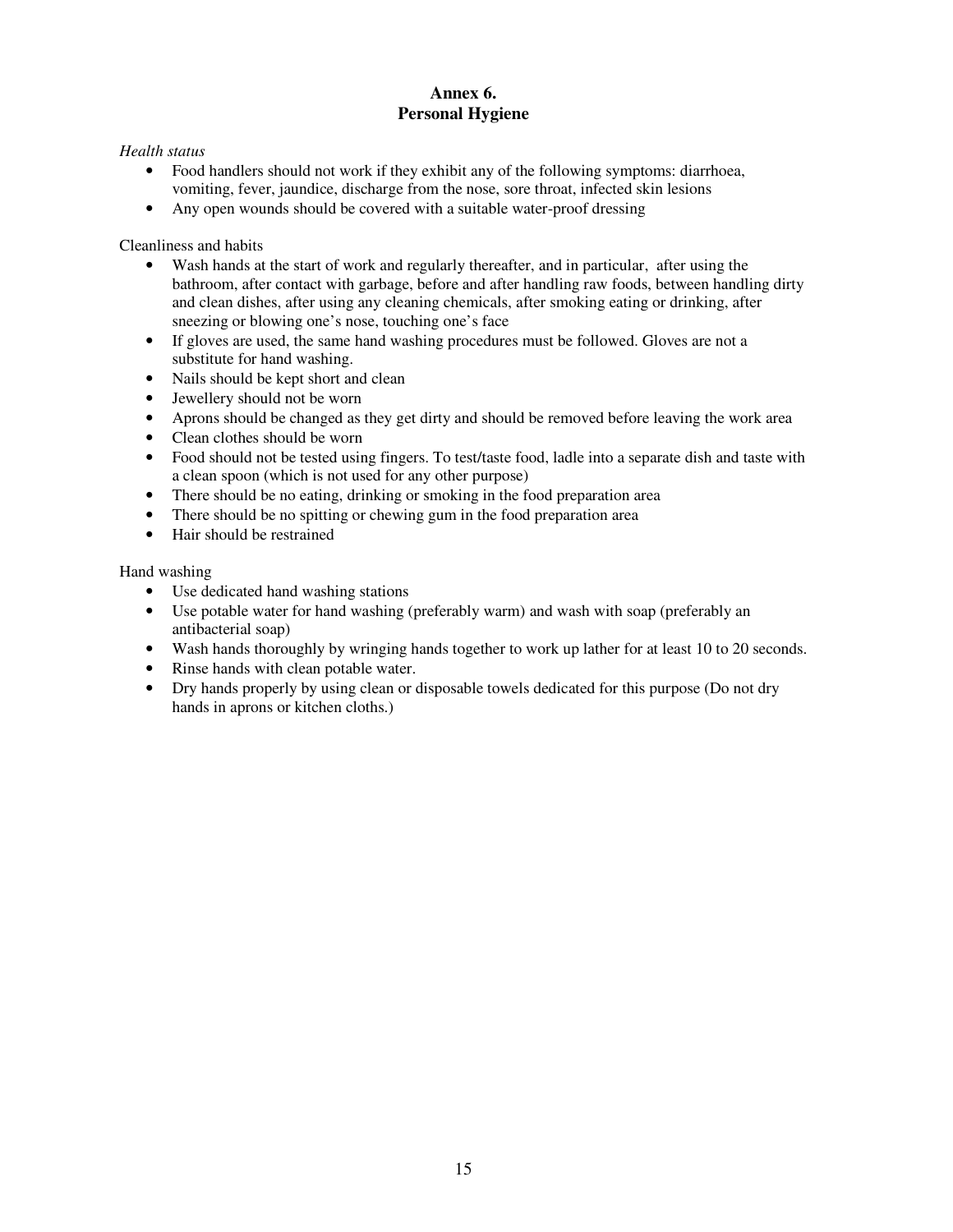# Annex 6.
# Personal Hygiene

*Health status*

- Food handlers should not work if they exhibit any of the following symptoms: diarrhoea, vomiting, fever, jaundice, discharge from the nose, sore throat, infected skin lesions
- Any open wounds should be covered with a suitable water-proof dressing

Cleanliness and habits

- Wash hands at the start of work and regularly thereafter, and in particular, after using the bathroom, after contact with garbage, before and after handling raw foods, between handling dirty and clean dishes, after using any cleaning chemicals, after smoking eating or drinking, after sneezing or blowing one's nose, touching one's face
- If gloves are used, the same hand washing procedures must be followed. Gloves are not a substitute for hand washing.
- Nails should be kept short and clean
- Jewellery should not be worn
- Aprons should be changed as they get dirty and should be removed before leaving the work area
- Clean clothes should be worn
- Food should not be tested using fingers. To test/taste food, ladle into a separate dish and taste with a clean spoon (which is not used for any other purpose)
- There should be no eating, drinking or smoking in the food preparation area
- There should be no spitting or chewing gum in the food preparation area
- Hair should be restrained

Hand washing

- Use dedicated hand washing stations
- Use potable water for hand washing (preferably warm) and wash with soap (preferably an antibacterial soap)
- Wash hands thoroughly by wringing hands together to work up lather for at least 10 to 20 seconds.
- Rinse hands with clean potable water.
- Dry hands properly by using clean or disposable towels dedicated for this purpose (Do not dry hands in aprons or kitchen cloths.)